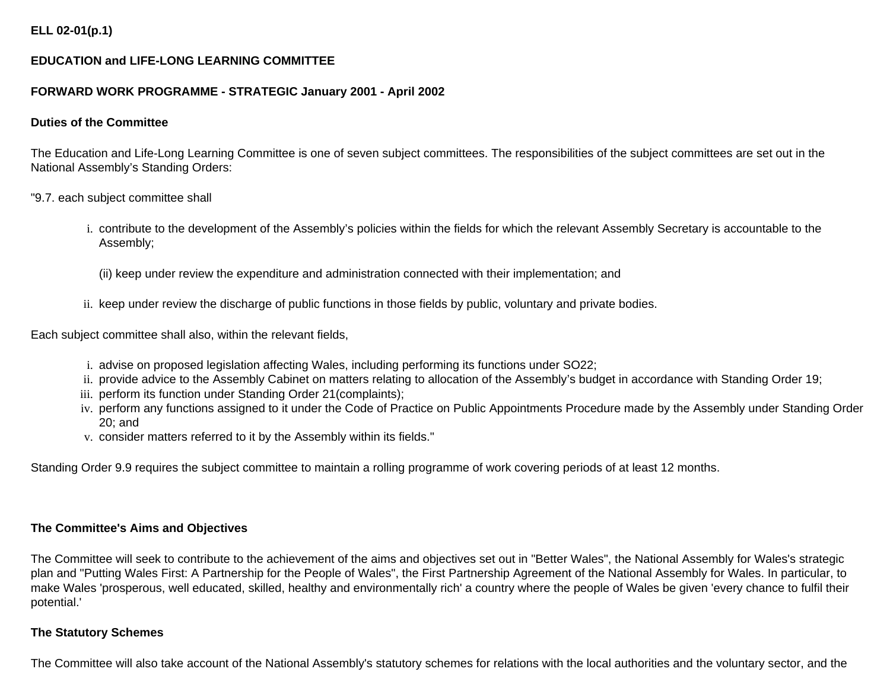**ELL 02-01(p.1)**

**EDUCATION and LIFE-LONG LEARNING COMMITTEE**

**FORWARD WORK PROGRAMME - STRATEGIC January 2001 - April 2002**

**Duties of the Committee**

The Education and Life-Long Learning Committee is one of seven subject committees. The responsibilities of the subject committees are set out in the National Assembly's Standing Orders:

"9.7. each subject committee shall

i. contribute to the development of the Assembly's policies within the fields for which the relevant Assembly Secretary is accountable to the Assembly;

   (ii) keep under review the expenditure and administration connected with their implementation; and

ii. keep under review the discharge of public functions in those fields by public, voluntary and private bodies.

Each subject committee shall also, within the relevant fields,

i. advise on proposed legislation affecting Wales, including performing its functions under SO22;
ii. provide advice to the Assembly Cabinet on matters relating to allocation of the Assembly's budget in accordance with Standing Order 19;
iii. perform its function under Standing Order 21(complaints);
iv. perform any functions assigned to it under the Code of Practice on Public Appointments Procedure made by the Assembly under Standing Order 20; and
v. consider matters referred to it by the Assembly within its fields."

Standing Order 9.9 requires the subject committee to maintain a rolling programme of work covering periods of at least 12 months.

**The Committee's Aims and Objectives**

The Committee will seek to contribute to the achievement of the aims and objectives set out in "Better Wales", the National Assembly for Wales's strategic plan and "Putting Wales First: A Partnership for the People of Wales", the First Partnership Agreement of the National Assembly for Wales. In particular, to make Wales 'prosperous, well educated, skilled, healthy and environmentally rich' a country where the people of Wales be given 'every chance to fulfil their potential.'

**The Statutory Schemes**

The Committee will also take account of the National Assembly's statutory schemes for relations with the local authorities and the voluntary sector, and the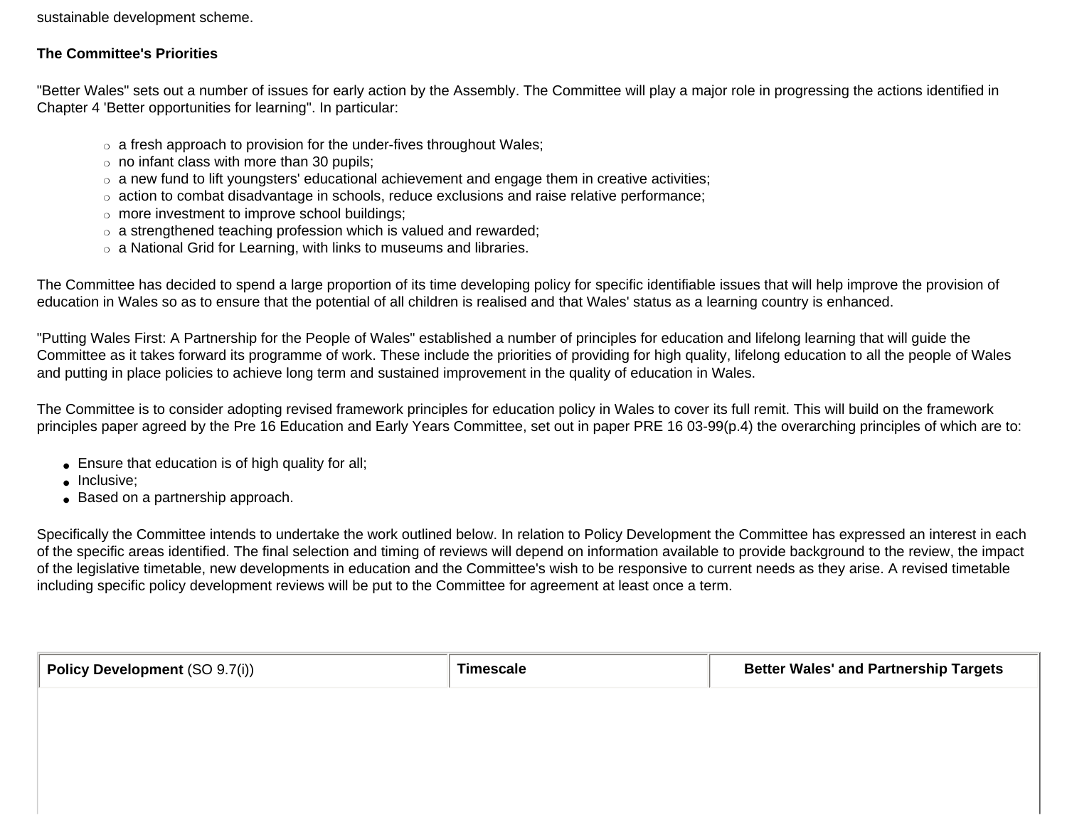sustainable development scheme.

**The Committee's Priorities**

"Better Wales" sets out a number of issues for early action by the Assembly. The Committee will play a major role in progressing the actions identified in Chapter 4 'Better opportunities for learning". In particular:

- a fresh approach to provision for the under-fives throughout Wales;
- no infant class with more than 30 pupils;
- a new fund to lift youngsters' educational achievement and engage them in creative activities;
- action to combat disadvantage in schools, reduce exclusions and raise relative performance;
- more investment to improve school buildings;
- a strengthened teaching profession which is valued and rewarded;
- a National Grid for Learning, with links to museums and libraries.

The Committee has decided to spend a large proportion of its time developing policy for specific identifiable issues that will help improve the provision of education in Wales so as to ensure that the potential of all children is realised and that Wales' status as a learning country is enhanced.

"Putting Wales First: A Partnership for the People of Wales" established a number of principles for education and lifelong learning that will guide the Committee as it takes forward its programme of work. These include the priorities of providing for high quality, lifelong education to all the people of Wales and putting in place policies to achieve long term and sustained improvement in the quality of education in Wales.

The Committee is to consider adopting revised framework principles for education policy in Wales to cover its full remit. This will build on the framework principles paper agreed by the Pre 16 Education and Early Years Committee, set out in paper PRE 16 03-99(p.4) the overarching principles of which are to:

- Ensure that education is of high quality for all;
- Inclusive;
- Based on a partnership approach.

Specifically the Committee intends to undertake the work outlined below. In relation to Policy Development the Committee has expressed an interest in each of the specific areas identified. The final selection and timing of reviews will depend on information available to provide background to the review, the impact of the legislative timetable, new developments in education and the Committee's wish to be responsive to current needs as they arise. A revised timetable including specific policy development reviews will be put to the Committee for agreement at least once a term.

| **Policy Development** (SO 9.7(i)) | **Timescale** | **Better Wales' and Partnership Targets** |
|---|---|---|
| | | |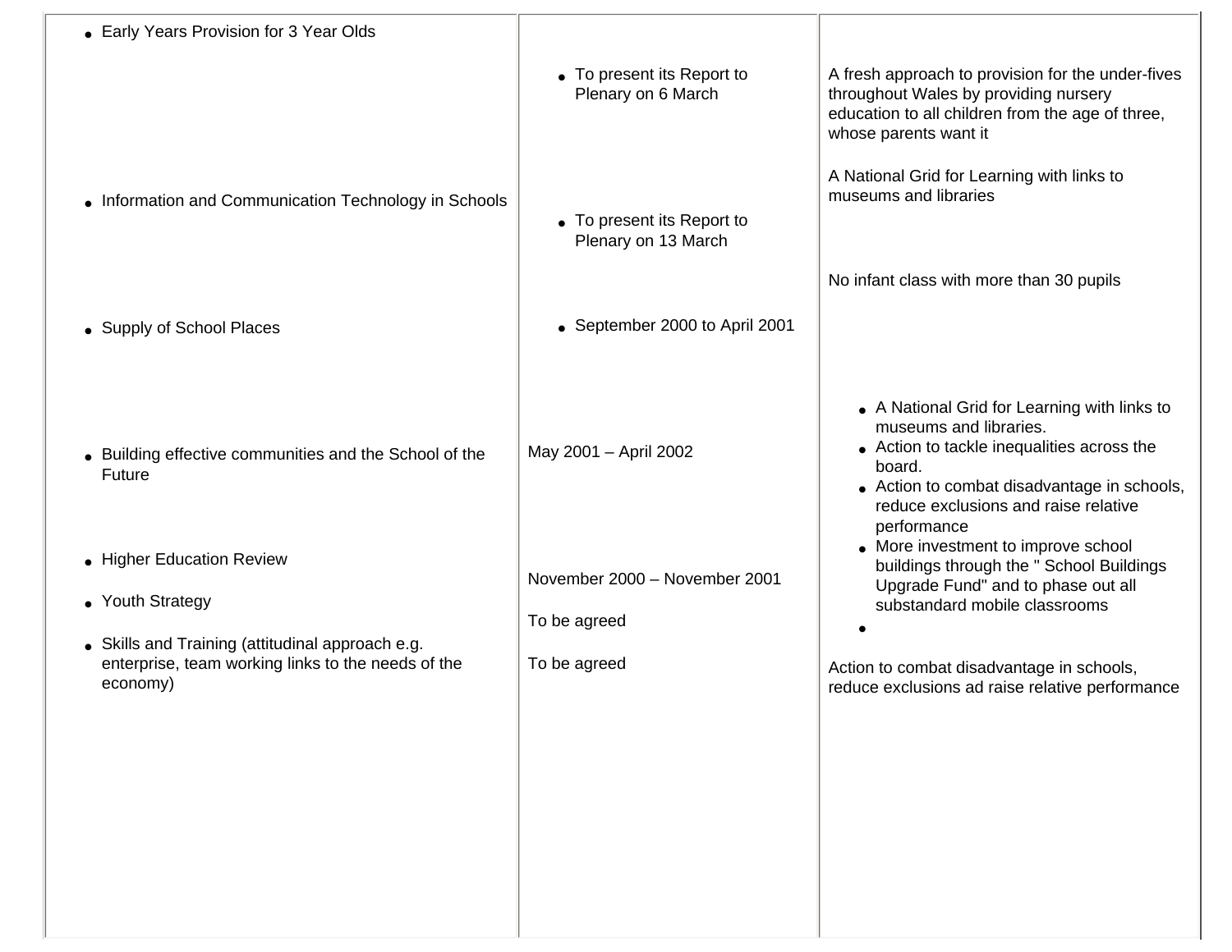| | | |
|---|---|---|
| • Early Years Provision for 3 Year Olds | • To present its Report to Plenary on 6 March | A fresh approach to provision for the under-fives throughout Wales by providing nursery education to all children from the age of three, whose parents want it |
| • Information and Communication Technology in Schools | • To present its Report to Plenary on 13 March | A National Grid for Learning with links to museums and libraries |
| • Supply of School Places | • September 2000 to April 2001 | No infant class with more than 30 pupils |
| • Building effective communities and the School of the Future | May 2001 – April 2002 | • A National Grid for Learning with links to museums and libraries.<br>• Action to tackle inequalities across the board.<br>• Action to combat disadvantage in schools, reduce exclusions and raise relative performance<br>• More investment to improve school buildings through the " School Buildings Upgrade Fund" and to phase out all substandard mobile classrooms<br>• |
| • Higher Education Review | November 2000 – November 2001 | |
| • Youth Strategy | To be agreed | |
| • Skills and Training (attitudinal approach e.g. enterprise, team working links to the needs of the economy) | To be agreed | Action to combat disadvantage in schools, reduce exclusions ad raise relative performance |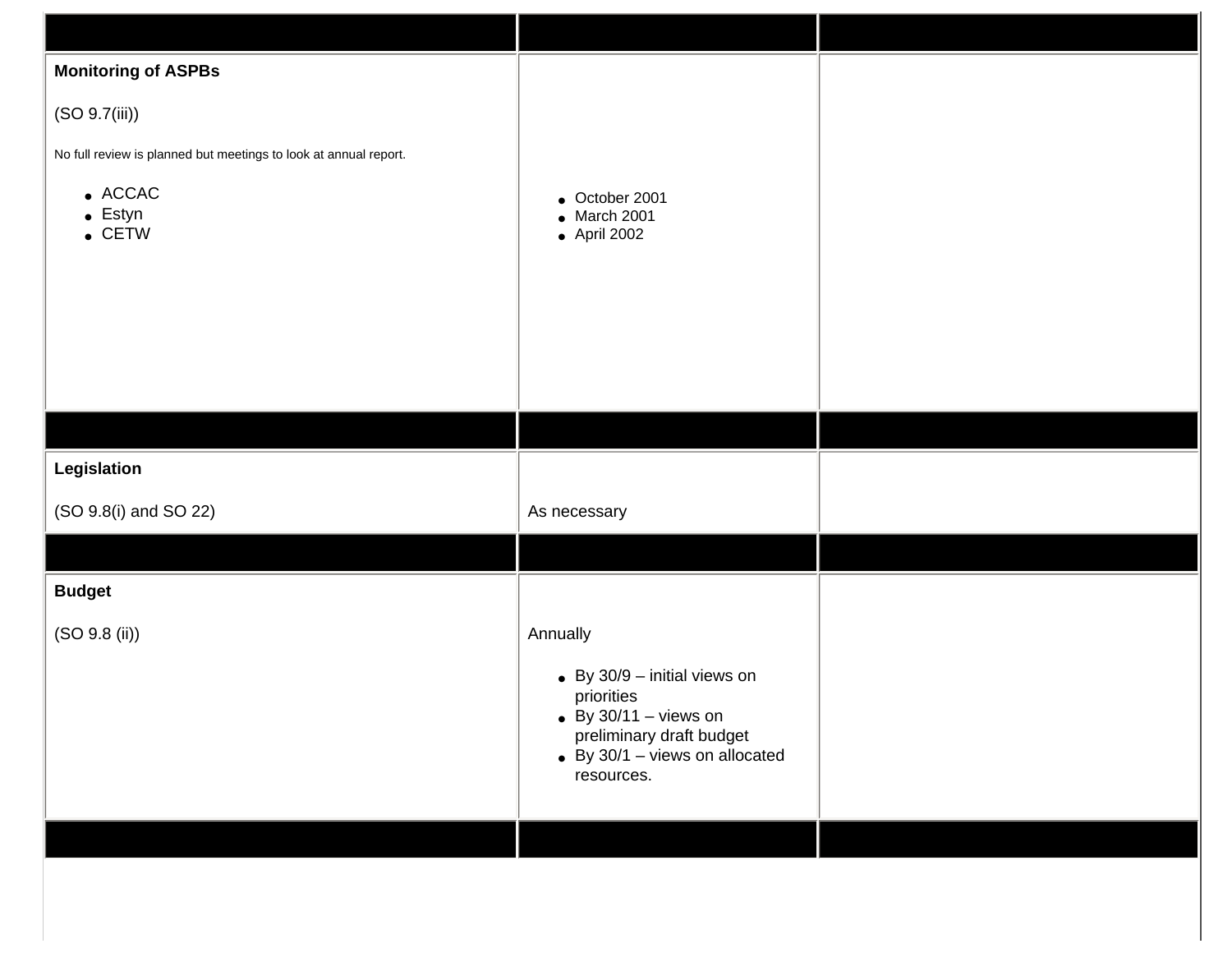| | | |
|---|---|---|
| **Monitoring of ASPBs**<br><br>(SO 9.7(iii))<br><br>No full review is planned but meetings to look at annual report.<br><br>- ACCAC<br>- Estyn<br>- CETW | - October 2001<br>- March 2001<br>- April 2002 | |
| | | |
| **Legislation**<br><br>(SO 9.8(i) and SO 22) | As necessary | |
| | | |
| **Budget**<br><br>(SO 9.8 (ii)) | Annually<br><br>- By 30/9 – initial views on priorities<br>- By 30/11 – views on preliminary draft budget<br>- By 30/1 – views on allocated resources. | |
| | | |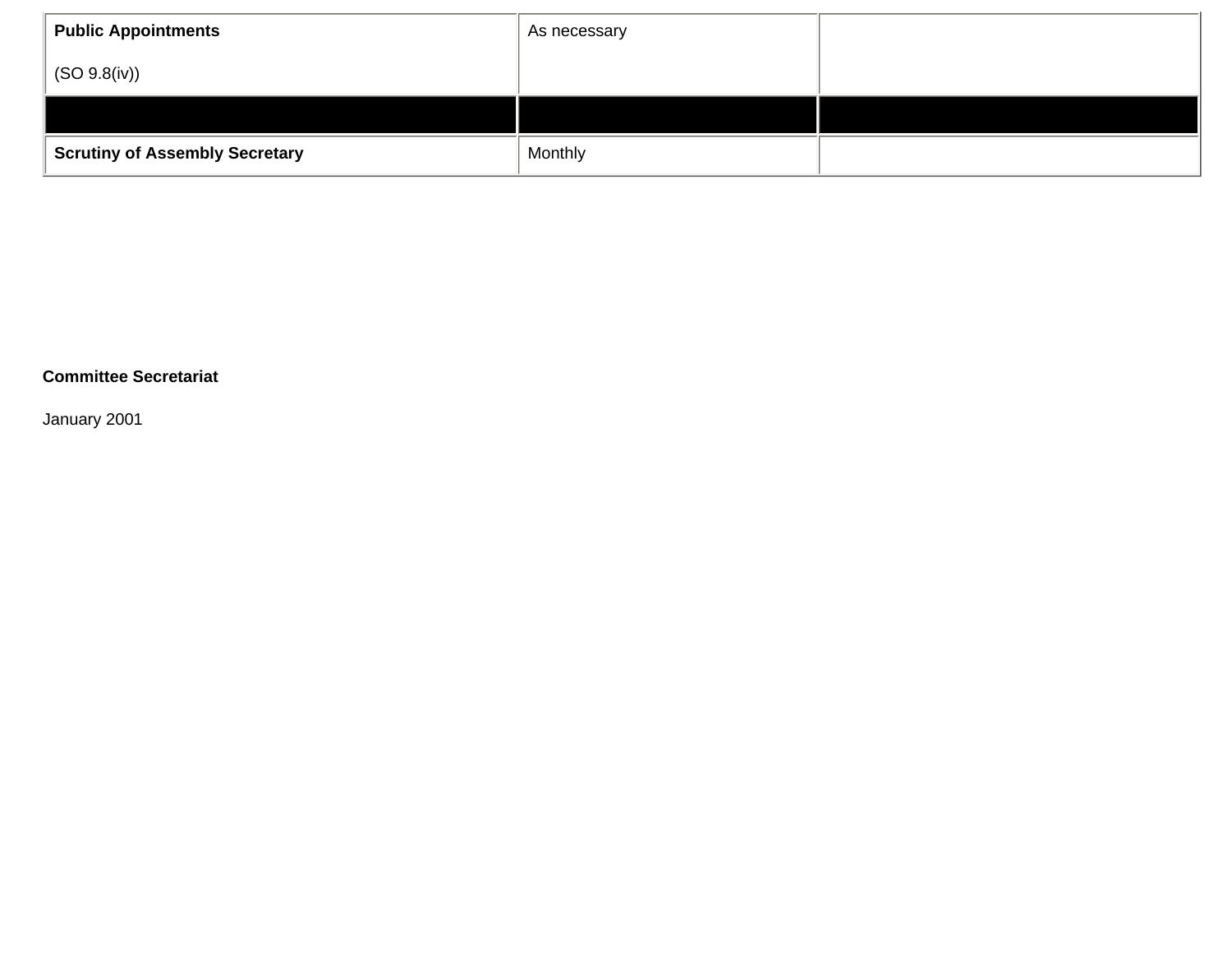| | | |
|---|---|---|
| **Public Appointments**<br><br>(SO 9.8(iv)) | As necessary | |
| | | |
| **Scrutiny of Assembly Secretary** | Monthly | |

**Committee Secretariat**

January 2001